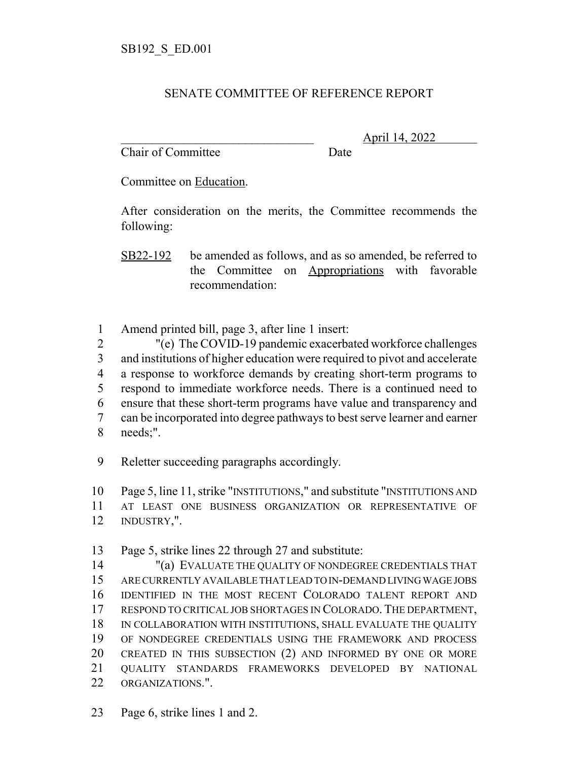SB192_S_ED.001

# SENATE COMMITTEE OF REFERENCE REPORT

\_\_\_\_\_\_\_\_\_\_\_\_\_\_\_\_\_\_\_\_\_\_\_\_\_\_\_\_\_\_\_\_ April 14, 2022

Chair of Committee Date

Committee on Education.

After consideration on the merits, the Committee recommends the following:

SB22-192 be amended as follows, and as so amended, be referred to the Committee on Appropriations with favorable recommendation:

1 Amend printed bill, page 3, after line 1 insert:
2 "(e) The COVID-19 pandemic exacerbated workforce challenges
3 and institutions of higher education were required to pivot and accelerate
4 a response to workforce demands by creating short-term programs to
5 respond to immediate workforce needs. There is a continued need to
6 ensure that these short-term programs have value and transparency and
7 can be incorporated into degree pathways to best serve learner and earner
8 needs;".

9 Reletter succeeding paragraphs accordingly.

10 Page 5, line 11, strike "INSTITUTIONS," and substitute "INSTITUTIONS AND
11 AT LEAST ONE BUSINESS ORGANIZATION OR REPRESENTATIVE OF
12 INDUSTRY,".

13 Page 5, strike lines 22 through 27 and substitute:
14 "(a) EVALUATE THE QUALITY OF NONDEGREE CREDENTIALS THAT
15 ARE CURRENTLY AVAILABLE THAT LEAD TO IN-DEMAND LIVING WAGE JOBS
16 IDENTIFIED IN THE MOST RECENT COLORADO TALENT REPORT AND
17 RESPOND TO CRITICAL JOB SHORTAGES IN COLORADO. THE DEPARTMENT,
18 IN COLLABORATION WITH INSTITUTIONS, SHALL EVALUATE THE QUALITY
19 OF NONDEGREE CREDENTIALS USING THE FRAMEWORK AND PROCESS
20 CREATED IN THIS SUBSECTION (2) AND INFORMED BY ONE OR MORE
21 QUALITY STANDARDS FRAMEWORKS DEVELOPED BY NATIONAL
22 ORGANIZATIONS.".

23 Page 6, strike lines 1 and 2.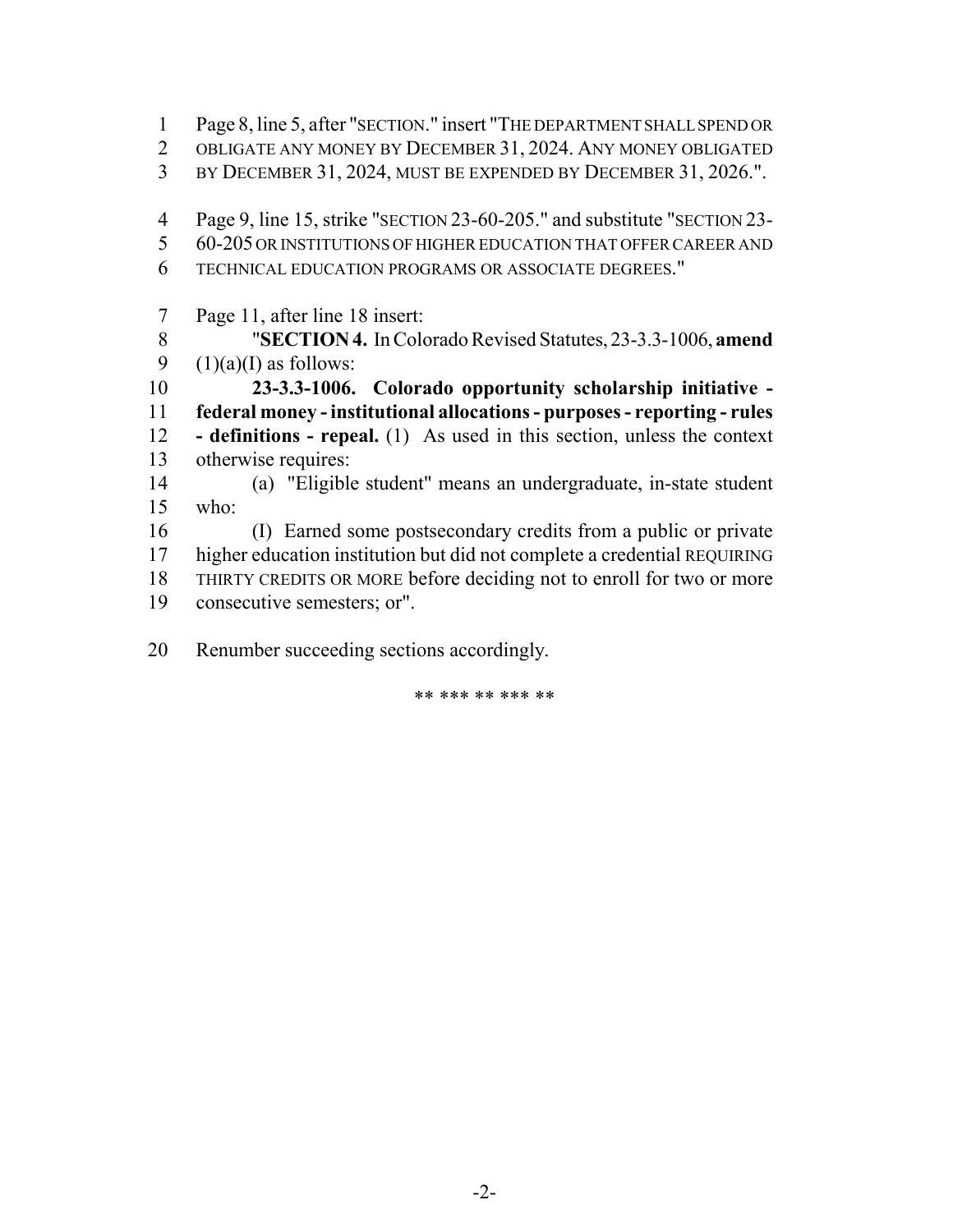Page 8, line 5, after "SECTION." insert "THE DEPARTMENT SHALL SPEND OR OBLIGATE ANY MONEY BY DECEMBER 31, 2024. ANY MONEY OBLIGATED BY DECEMBER 31, 2024, MUST BE EXPENDED BY DECEMBER 31, 2026.".

Page 9, line 15, strike "SECTION 23-60-205." and substitute "SECTION 23-60-205 OR INSTITUTIONS OF HIGHER EDUCATION THAT OFFER CAREER AND TECHNICAL EDUCATION PROGRAMS OR ASSOCIATE DEGREES."

Page 11, after line 18 insert:

"**SECTION 4.** In Colorado Revised Statutes, 23-3.3-1006, **amend** (1)(a)(I) as follows:

**23-3.3-1006. Colorado opportunity scholarship initiative - federal money - institutional allocations - purposes - reporting - rules - definitions - repeal.** (1) As used in this section, unless the context otherwise requires:

(a) "Eligible student" means an undergraduate, in-state student who:

(I) Earned some postsecondary credits from a public or private higher education institution but did not complete a credential REQUIRING THIRTY CREDITS OR MORE before deciding not to enroll for two or more consecutive semesters; or".

Renumber succeeding sections accordingly.

** *** ** *** **